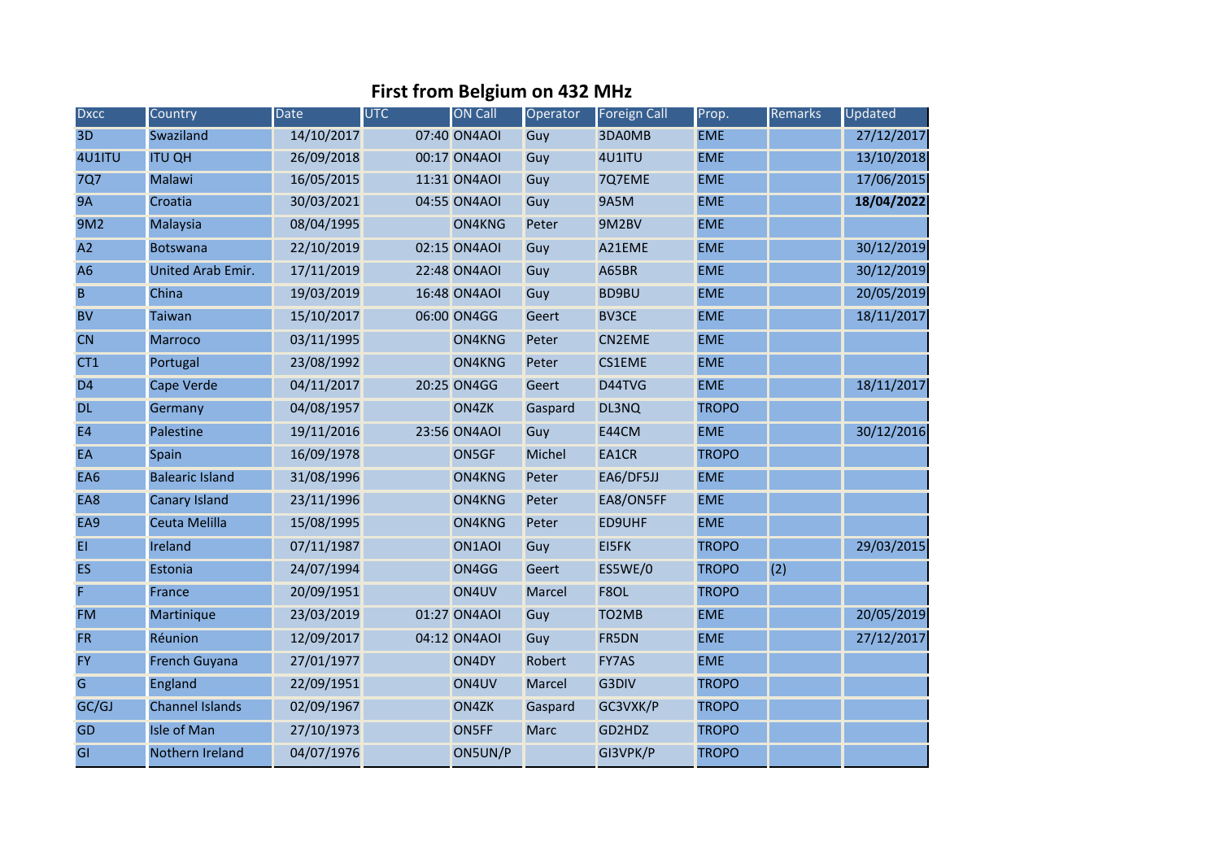# First from Belgium on 432 MHz

| Dxcc | Country | Date | UTC | ON Call | Operator | Foreign Call | Prop. | Remarks | Updated |
|---|---|---|---|---|---|---|---|---|---|
| 3D | Swaziland | 14/10/2017 | 07:40 | ON4AOI | Guy | 3DA0MB | EME | | 27/12/2017 |
| 4U1ITU | ITU QH | 26/09/2018 | 00:17 | ON4AOI | Guy | 4U1ITU | EME | | 13/10/2018 |
| 7Q7 | Malawi | 16/05/2015 | 11:31 | ON4AOI | Guy | 7Q7EME | EME | | 17/06/2015 |
| 9A | Croatia | 30/03/2021 | 04:55 | ON4AOI | Guy | 9A5M | EME | | **18/04/2022** |
| 9M2 | Malaysia | 08/04/1995 | | ON4KNG | Peter | 9M2BV | EME | | |
| A2 | Botswana | 22/10/2019 | 02:15 | ON4AOI | Guy | A21EME | EME | | 30/12/2019 |
| A6 | United Arab Emir. | 17/11/2019 | 22:48 | ON4AOI | Guy | A65BR | EME | | 30/12/2019 |
| B | China | 19/03/2019 | 16:48 | ON4AOI | Guy | BD9BU | EME | | 20/05/2019 |
| BV | Taiwan | 15/10/2017 | 06:00 | ON4GG | Geert | BV3CE | EME | | 18/11/2017 |
| CN | Marroco | 03/11/1995 | | ON4KNG | Peter | CN2EME | EME | | |
| CT1 | Portugal | 23/08/1992 | | ON4KNG | Peter | CS1EME | EME | | |
| D4 | Cape Verde | 04/11/2017 | 20:25 | ON4GG | Geert | D44TVG | EME | | 18/11/2017 |
| DL | Germany | 04/08/1957 | | ON4ZK | Gaspard | DL3NQ | TROPO | | |
| E4 | Palestine | 19/11/2016 | 23:56 | ON4AOI | Guy | E44CM | EME | | 30/12/2016 |
| EA | Spain | 16/09/1978 | | ON5GF | Michel | EA1CR | TROPO | | |
| EA6 | Balearic Island | 31/08/1996 | | ON4KNG | Peter | EA6/DF5JJ | EME | | |
| EA8 | Canary Island | 23/11/1996 | | ON4KNG | Peter | EA8/ON5FF | EME | | |
| EA9 | Ceuta Melilla | 15/08/1995 | | ON4KNG | Peter | ED9UHF | EME | | |
| EI | Ireland | 07/11/1987 | | ON1AOI | Guy | EI5FK | TROPO | | 29/03/2015 |
| ES | Estonia | 24/07/1994 | | ON4GG | Geert | ES5WE/0 | TROPO | (2) | |
| F | France | 20/09/1951 | | ON4UV | Marcel | F8OL | TROPO | | |
| FM | Martinique | 23/03/2019 | 01:27 | ON4AOI | Guy | TO2MB | EME | | 20/05/2019 |
| FR | Réunion | 12/09/2017 | 04:12 | ON4AOI | Guy | FR5DN | EME | | 27/12/2017 |
| FY | French Guyana | 27/01/1977 | | ON4DY | Robert | FY7AS | EME | | |
| G | England | 22/09/1951 | | ON4UV | Marcel | G3DIV | TROPO | | |
| GC/GJ | Channel Islands | 02/09/1967 | | ON4ZK | Gaspard | GC3VXK/P | TROPO | | |
| GD | Isle of Man | 27/10/1973 | | ON5FF | Marc | GD2HDZ | TROPO | | |
| GI | Nothern Ireland | 04/07/1976 | | ON5UN/P | | GI3VPK/P | TROPO | | |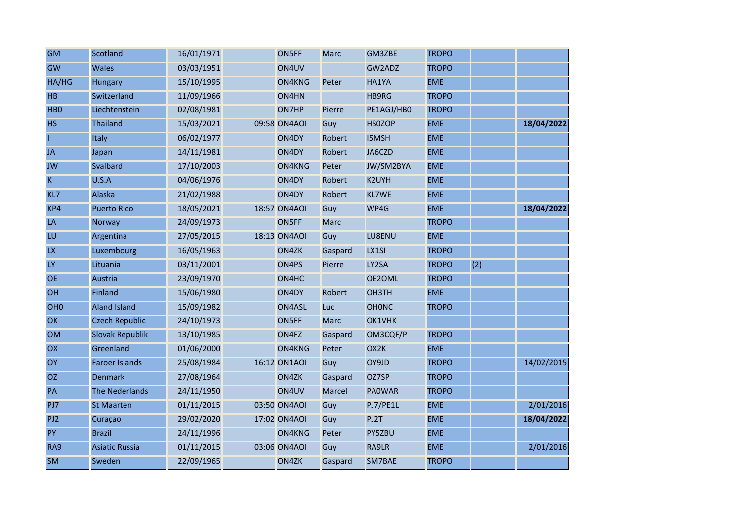| | | | | | | | | | |
|---|---|---|---|---|---|---|---|---|---|
| GM | Scotland | 16/01/1971 | | ON5FF | Marc | GM3ZBE | TROPO | | |
| GW | Wales | 03/03/1951 | | ON4UV | | GW2ADZ | TROPO | | |
| HA/HG | Hungary | 15/10/1995 | | ON4KNG | Peter | HA1YA | EME | | |
| HB | Switzerland | 11/09/1966 | | ON4HN | | HB9RG | TROPO | | |
| HB0 | Liechtenstein | 02/08/1981 | | ON7HP | Pierre | PE1AGJ/HB0 | TROPO | | |
| HS | Thailand | 15/03/2021 | 09:58 | ON4AOI | Guy | HS0ZOP | EME | | **18/04/2022** |
| I | Italy | 06/02/1977 | | ON4DY | Robert | I5MSH | EME | | |
| JA | Japan | 14/11/1981 | | ON4DY | Robert | JA6CZD | EME | | |
| JW | Svalbard | 17/10/2003 | | ON4KNG | Peter | JW/SM2BYA | EME | | |
| K | U.S.A | 04/06/1976 | | ON4DY | Robert | K2UYH | EME | | |
| KL7 | Alaska | 21/02/1988 | | ON4DY | Robert | KL7WE | EME | | |
| KP4 | Puerto Rico | 18/05/2021 | 18:57 | ON4AOI | Guy | WP4G | EME | | **18/04/2022** |
| LA | Norway | 24/09/1973 | | ON5FF | Marc | | TROPO | | |
| LU | Argentina | 27/05/2015 | 18:13 | ON4AOI | Guy | LU8ENU | EME | | |
| LX | Luxembourg | 16/05/1963 | | ON4ZK | Gaspard | LX1SI | TROPO | | |
| LY | Lituania | 03/11/2001 | | ON4PS | Pierre | LY2SA | TROPO | (2) | |
| OE | Austria | 23/09/1970 | | ON4HC | | OE2OML | TROPO | | |
| OH | Finland | 15/06/1980 | | ON4DY | Robert | OH3TH | EME | | |
| OH0 | Aland Island | 15/09/1982 | | ON4ASL | Luc | OH0NC | TROPO | | |
| OK | Czech Republic | 24/10/1973 | | ON5FF | Marc | OK1VHK | | | |
| OM | Slovak Republik | 13/10/1985 | | ON4FZ | Gaspard | OM3CQF/P | TROPO | | |
| OX | Greenland | 01/06/2000 | | ON4KNG | Peter | OX2K | EME | | |
| OY | Faroer Islands | 25/08/1984 | 16:12 | ON1AOI | Guy | OY9JD | TROPO | | 14/02/2015 |
| OZ | Denmark | 27/08/1964 | | ON4ZK | Gaspard | OZ7SP | TROPO | | |
| PA | The Nederlands | 24/11/1950 | | ON4UV | Marcel | PA0WAR | TROPO | | |
| PJ7 | St Maarten | 01/11/2015 | 03:50 | ON4AOI | Guy | PJ7/PE1L | EME | | 2/01/2016 |
| PJ2 | Curaçao | 29/02/2020 | 17:02 | ON4AOI | Guy | PJ2T | EME | | **18/04/2022** |
| PY | Brazil | 24/11/1996 | | ON4KNG | Peter | PY5ZBU | EME | | |
| RA9 | Asiatic Russia | 01/11/2015 | 03:06 | ON4AOI | Guy | RA9LR | EME | | 2/01/2016 |
| SM | Sweden | 22/09/1965 | | ON4ZK | Gaspard | SM7BAE | TROPO | | |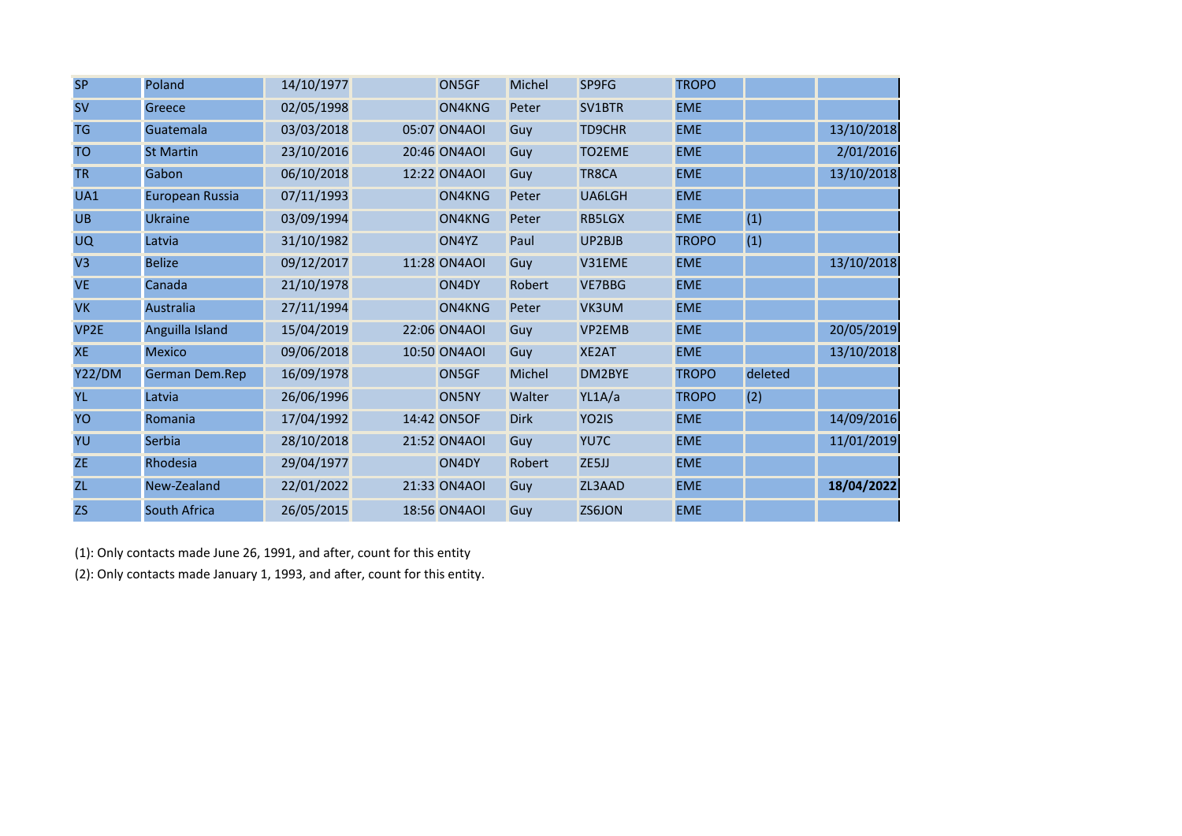| | | | | | | | | | |
|---|---|---|---|---|---|---|---|---|---|
| SP | Poland | 14/10/1977 | | ON5GF | Michel | SP9FG | TROPO | | |
| SV | Greece | 02/05/1998 | | ON4KNG | Peter | SV1BTR | EME | | |
| TG | Guatemala | 03/03/2018 | 05:07 | ON4AOI | Guy | TD9CHR | EME | | 13/10/2018 |
| TO | St Martin | 23/10/2016 | 20:46 | ON4AOI | Guy | TO2EME | EME | | 2/01/2016 |
| TR | Gabon | 06/10/2018 | 12:22 | ON4AOI | Guy | TR8CA | EME | | 13/10/2018 |
| UA1 | European Russia | 07/11/1993 | | ON4KNG | Peter | UA6LGH | EME | | |
| UB | Ukraine | 03/09/1994 | | ON4KNG | Peter | RB5LGX | EME | (1) | |
| UQ | Latvia | 31/10/1982 | | ON4YZ | Paul | UP2BJB | TROPO | (1) | |
| V3 | Belize | 09/12/2017 | 11:28 | ON4AOI | Guy | V31EME | EME | | 13/10/2018 |
| VE | Canada | 21/10/1978 | | ON4DY | Robert | VE7BBG | EME | | |
| VK | Australia | 27/11/1994 | | ON4KNG | Peter | VK3UM | EME | | |
| VP2E | Anguilla Island | 15/04/2019 | 22:06 | ON4AOI | Guy | VP2EMB | EME | | 20/05/2019 |
| XE | Mexico | 09/06/2018 | 10:50 | ON4AOI | Guy | XE2AT | EME | | 13/10/2018 |
| Y22/DM | German Dem.Rep | 16/09/1978 | | ON5GF | Michel | DM2BYE | TROPO | deleted | |
| YL | Latvia | 26/06/1996 | | ON5NY | Walter | YL1A/a | TROPO | (2) | |
| YO | Romania | 17/04/1992 | 14:42 | ON5OF | Dirk | YO2IS | EME | | 14/09/2016 |
| YU | Serbia | 28/10/2018 | 21:52 | ON4AOI | Guy | YU7C | EME | | 11/01/2019 |
| ZE | Rhodesia | 29/04/1977 | | ON4DY | Robert | ZE5JJ | EME | | |
| ZL | New-Zealand | 22/01/2022 | 21:33 | ON4AOI | Guy | ZL3AAD | EME | | **18/04/2022** |
| ZS | South Africa | 26/05/2015 | 18:56 | ON4AOI | Guy | ZS6JON | EME | | |

(1): Only contacts made June 26, 1991, and after, count for this entity

(2): Only contacts made January 1, 1993, and after, count for this entity.